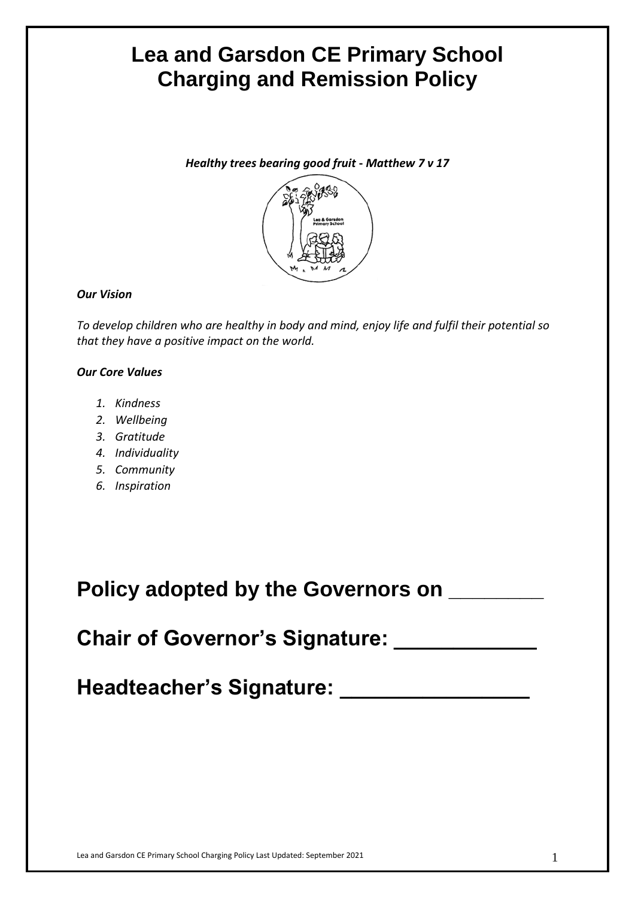# Lea and Garsdon CE Primary School
# Charging and Remission Policy

***Healthy trees bearing good fruit - Matthew 7 v 17***

***Our Vision***

*To develop children who are healthy in body and mind, enjoy life and fulfil their potential so that they have a positive impact on the world.*

***Our Core Values***

1. *Kindness*
2. *Wellbeing*
3. *Gratitude*
4. *Individuality*
5. *Community*
6. *Inspiration*

**Policy adopted by the Governors on ________**

**Chair of Governor's Signature: ____________**

**Headteacher's Signature: ________________**

Lea and Garsdon CE Primary School Charging Policy Last Updated: September 2021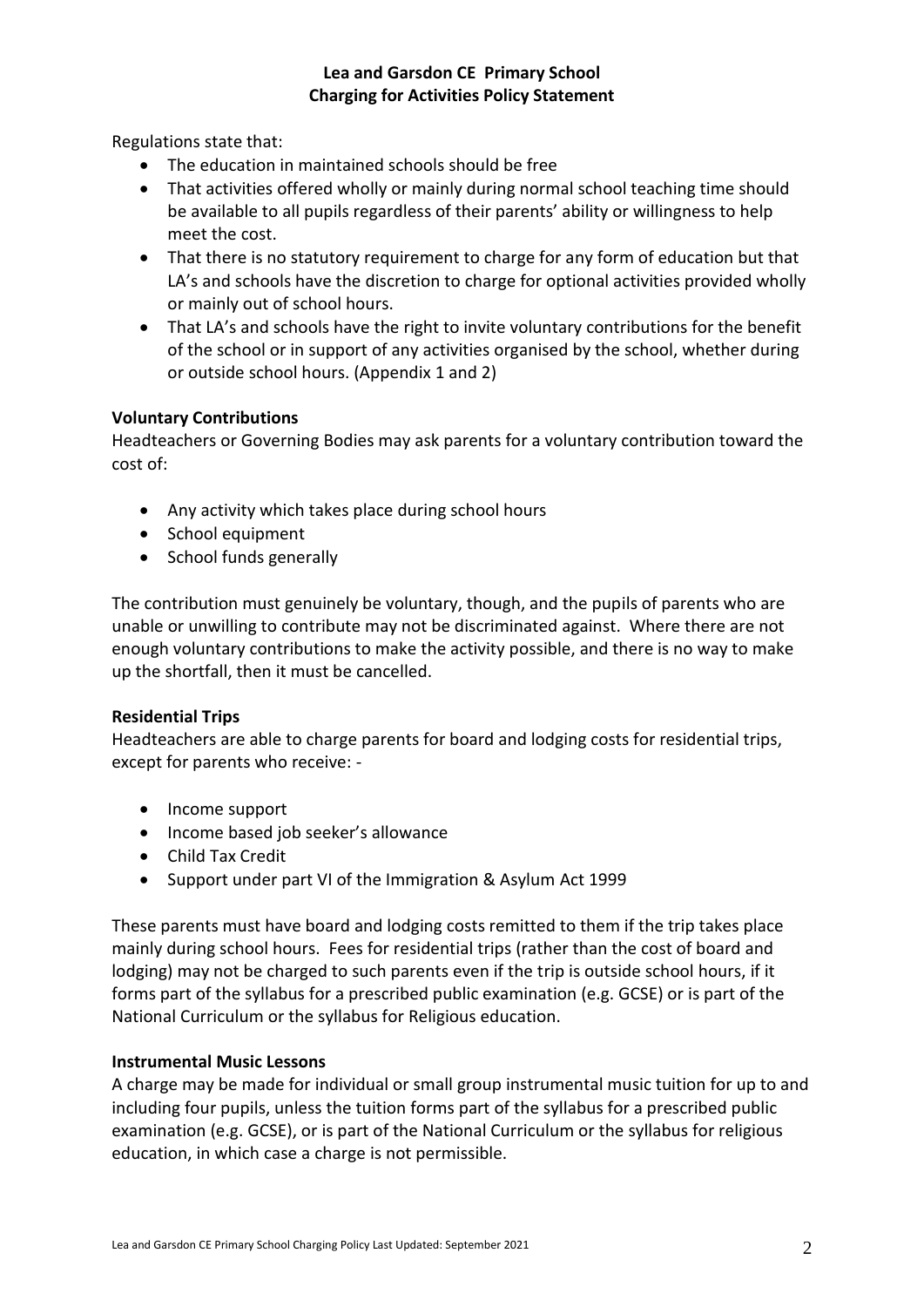**Lea and Garsdon CE Primary School**
**Charging for Activities Policy Statement**

Regulations state that:

- The education in maintained schools should be free
- That activities offered wholly or mainly during normal school teaching time should be available to all pupils regardless of their parents' ability or willingness to help meet the cost.
- That there is no statutory requirement to charge for any form of education but that LA's and schools have the discretion to charge for optional activities provided wholly or mainly out of school hours.
- That LA's and schools have the right to invite voluntary contributions for the benefit of the school or in support of any activities organised by the school, whether during or outside school hours. (Appendix 1 and 2)

**Voluntary Contributions**

Headteachers or Governing Bodies may ask parents for a voluntary contribution toward the cost of:

- Any activity which takes place during school hours
- School equipment
- School funds generally

The contribution must genuinely be voluntary, though, and the pupils of parents who are unable or unwilling to contribute may not be discriminated against. Where there are not enough voluntary contributions to make the activity possible, and there is no way to make up the shortfall, then it must be cancelled.

**Residential Trips**

Headteachers are able to charge parents for board and lodging costs for residential trips, except for parents who receive: -

- Income support
- Income based job seeker's allowance
- Child Tax Credit
- Support under part VI of the Immigration & Asylum Act 1999

These parents must have board and lodging costs remitted to them if the trip takes place mainly during school hours. Fees for residential trips (rather than the cost of board and lodging) may not be charged to such parents even if the trip is outside school hours, if it forms part of the syllabus for a prescribed public examination (e.g. GCSE) or is part of the National Curriculum or the syllabus for Religious education.

**Instrumental Music Lessons**

A charge may be made for individual or small group instrumental music tuition for up to and including four pupils, unless the tuition forms part of the syllabus for a prescribed public examination (e.g. GCSE), or is part of the National Curriculum or the syllabus for religious education, in which case a charge is not permissible.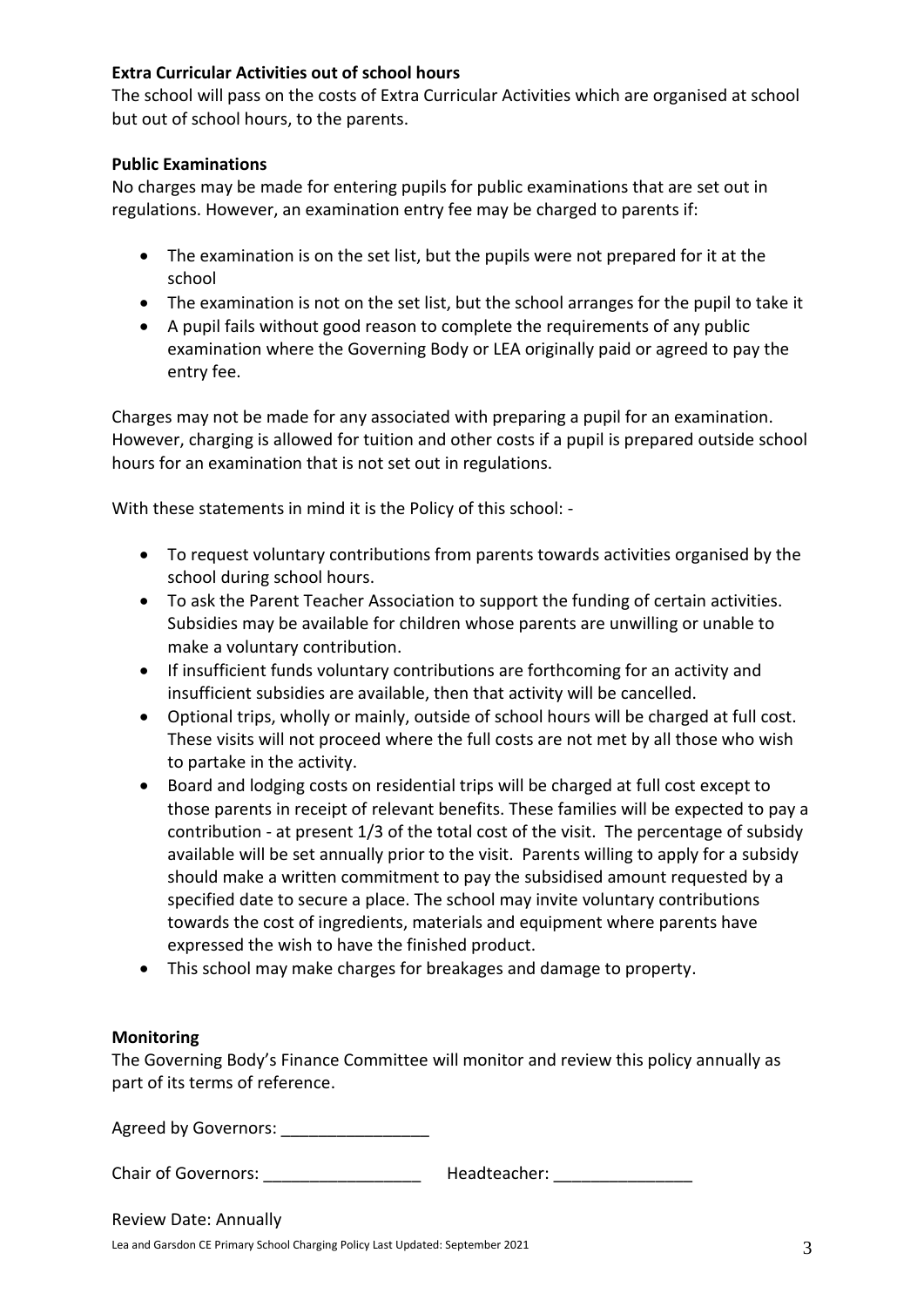**Extra Curricular Activities out of school hours**

The school will pass on the costs of Extra Curricular Activities which are organised at school but out of school hours, to the parents.

**Public Examinations**

No charges may be made for entering pupils for public examinations that are set out in regulations. However, an examination entry fee may be charged to parents if:

- The examination is on the set list, but the pupils were not prepared for it at the school
- The examination is not on the set list, but the school arranges for the pupil to take it
- A pupil fails without good reason to complete the requirements of any public examination where the Governing Body or LEA originally paid or agreed to pay the entry fee.

Charges may not be made for any associated with preparing a pupil for an examination. However, charging is allowed for tuition and other costs if a pupil is prepared outside school hours for an examination that is not set out in regulations.

With these statements in mind it is the Policy of this school: -

- To request voluntary contributions from parents towards activities organised by the school during school hours.
- To ask the Parent Teacher Association to support the funding of certain activities. Subsidies may be available for children whose parents are unwilling or unable to make a voluntary contribution.
- If insufficient funds voluntary contributions are forthcoming for an activity and insufficient subsidies are available, then that activity will be cancelled.
- Optional trips, wholly or mainly, outside of school hours will be charged at full cost. These visits will not proceed where the full costs are not met by all those who wish to partake in the activity.
- Board and lodging costs on residential trips will be charged at full cost except to those parents in receipt of relevant benefits. These families will be expected to pay a contribution - at present 1/3 of the total cost of the visit. The percentage of subsidy available will be set annually prior to the visit. Parents willing to apply for a subsidy should make a written commitment to pay the subsidised amount requested by a specified date to secure a place. The school may invite voluntary contributions towards the cost of ingredients, materials and equipment where parents have expressed the wish to have the finished product.
- This school may make charges for breakages and damage to property.

**Monitoring**

The Governing Body's Finance Committee will monitor and review this policy annually as part of its terms of reference.

Agreed by Governors: ________________

Chair of Governors: _________________ Headteacher: _______________

Review Date: Annually

Lea and Garsdon CE Primary School Charging Policy Last Updated: September 2021